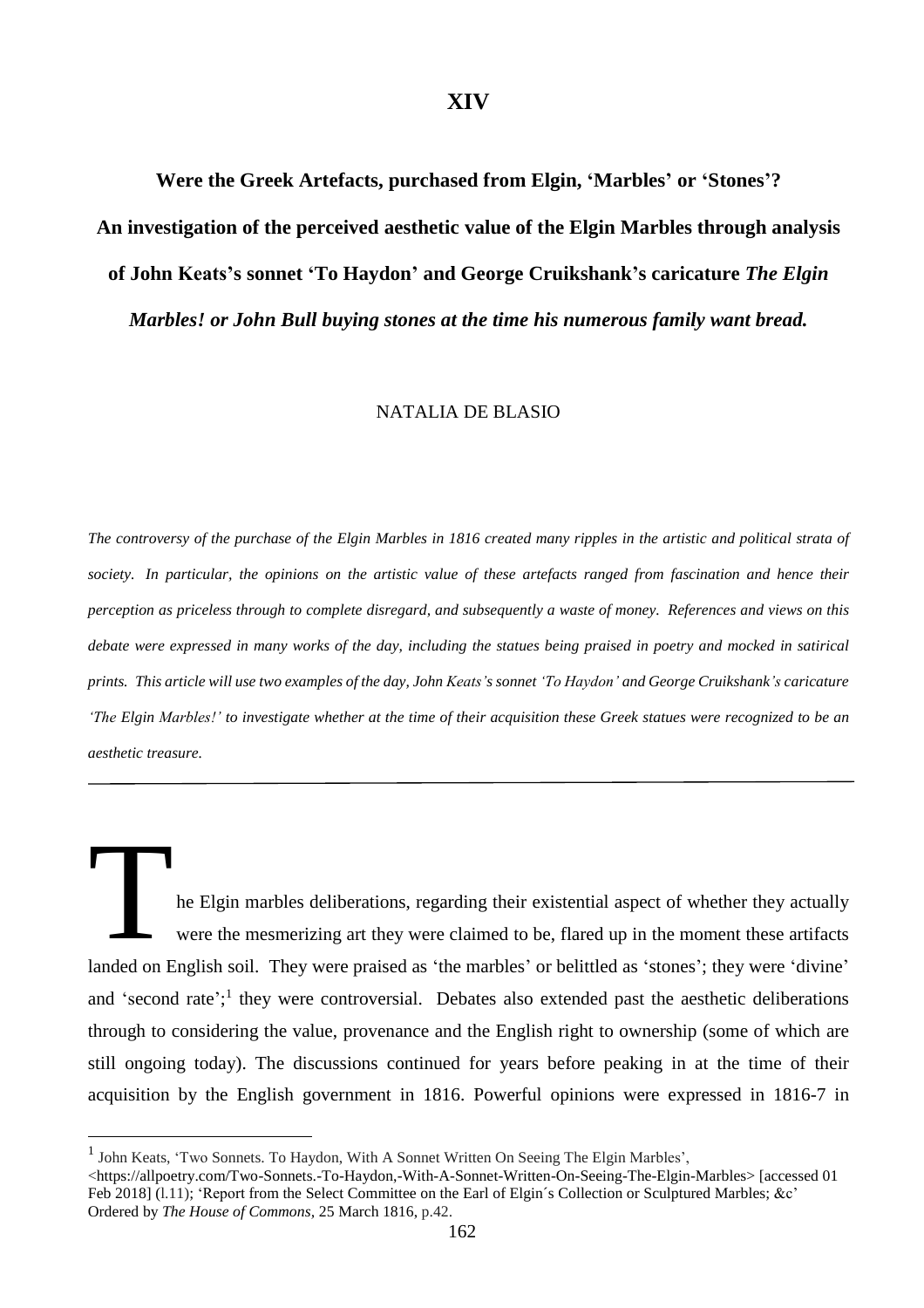# XIV

## Were the Greek Artefacts, purchased from Elgin, 'Marbles' or 'Stones'? An investigation of the perceived aesthetic value of the Elgin Marbles through analysis of John Keats's sonnet 'To Haydon' and George Cruikshank's caricature *The Elgin Marbles! or John Bull buying stones at the time his numerous family want bread.*

NATALIA DE BLASIO

*The controversy of the purchase of the Elgin Marbles in 1816 created many ripples in the artistic and political strata of society. In particular, the opinions on the artistic value of these artefacts ranged from fascination and hence their perception as priceless through to complete disregard, and subsequently a waste of money. References and views on this debate were expressed in many works of the day, including the statues being praised in poetry and mocked in satirical prints. This article will use two examples of the day, John Keats's sonnet 'To Haydon' and George Cruikshank's caricature 'The Elgin Marbles!' to investigate whether at the time of their acquisition these Greek statues were recognized to be an aesthetic treasure.*

---

The Elgin marbles deliberations, regarding their existential aspect of whether they actually were the mesmerizing art they were claimed to be, flared up in the moment these artifacts landed on English soil. They were praised as 'the marbles' or belittled as 'stones'; they were 'divine' and 'second rate';[1] they were controversial. Debates also extended past the aesthetic deliberations through to considering the value, provenance and the English right to ownership (some of which are still ongoing today). The discussions continued for years before peaking in at the time of their acquisition by the English government in 1816. Powerful opinions were expressed in 1816-7 in

[1] John Keats, 'Two Sonnets. To Haydon, With A Sonnet Written On Seeing The Elgin Marbles', <https://allpoetry.com/Two-Sonnets.-To-Haydon,-With-A-Sonnet-Written-On-Seeing-The-Elgin-Marbles> [accessed 01 Feb 2018] (l.11); 'Report from the Select Committee on the Earl of Elgin´s Collection or Sculptured Marbles; &c' Ordered by *The House of Commons*, 25 March 1816, p.42.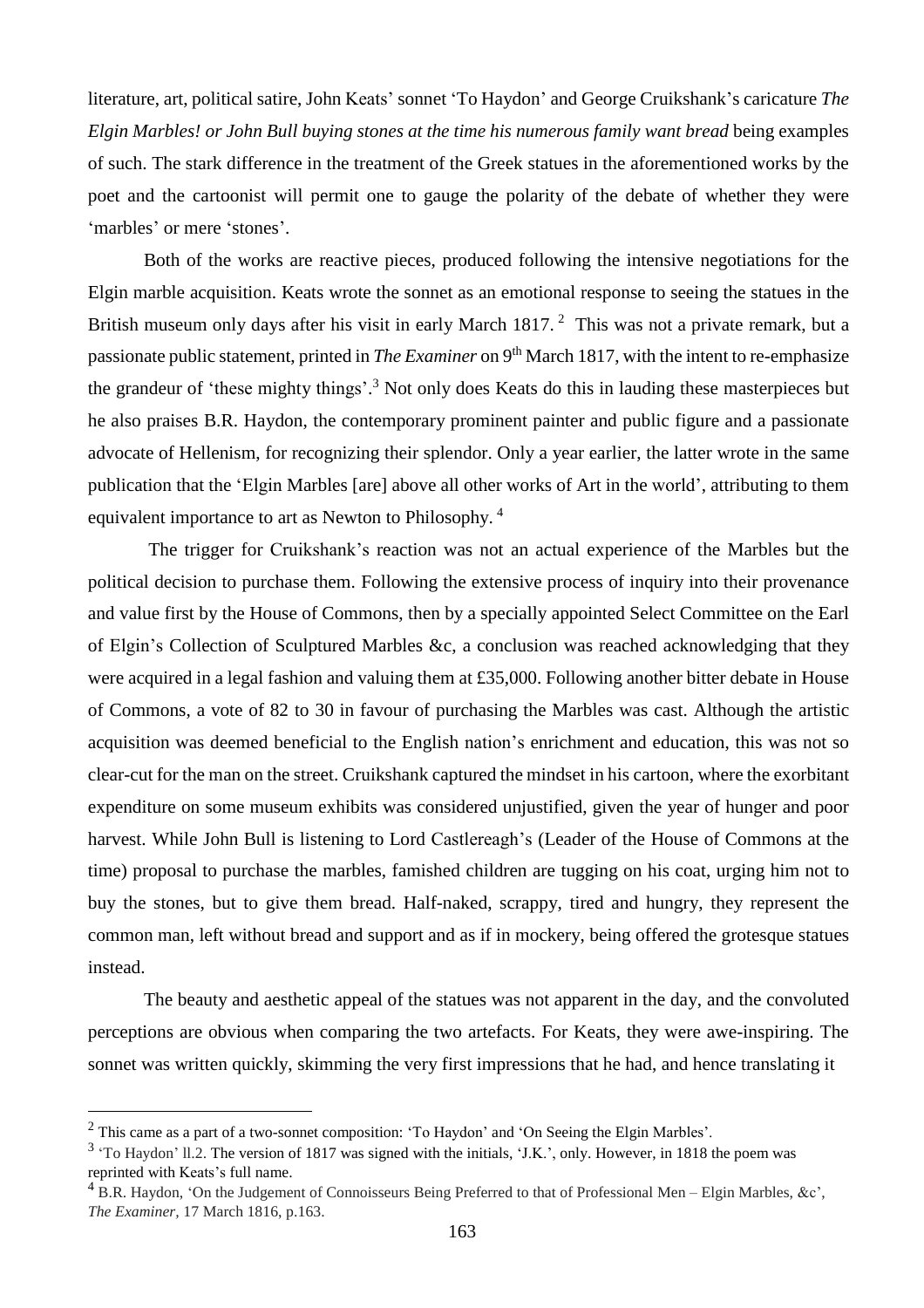literature, art, political satire, John Keats' sonnet 'To Haydon' and George Cruikshank's caricature *The Elgin Marbles! or John Bull buying stones at the time his numerous family want bread* being examples of such. The stark difference in the treatment of the Greek statues in the aforementioned works by the poet and the cartoonist will permit one to gauge the polarity of the debate of whether they were 'marbles' or mere 'stones'.

Both of the works are reactive pieces, produced following the intensive negotiations for the Elgin marble acquisition. Keats wrote the sonnet as an emotional response to seeing the statues in the British museum only days after his visit in early March 1817.[2] This was not a private remark, but a passionate public statement, printed in *The Examiner* on 9th March 1817, with the intent to re-emphasize the grandeur of 'these mighty things'.[3] Not only does Keats do this in lauding these masterpieces but he also praises B.R. Haydon, the contemporary prominent painter and public figure and a passionate advocate of Hellenism, for recognizing their splendor. Only a year earlier, the latter wrote in the same publication that the 'Elgin Marbles [are] above all other works of Art in the world', attributing to them equivalent importance to art as Newton to Philosophy.[4]

The trigger for Cruikshank's reaction was not an actual experience of the Marbles but the political decision to purchase them. Following the extensive process of inquiry into their provenance and value first by the House of Commons, then by a specially appointed Select Committee on the Earl of Elgin's Collection of Sculptured Marbles &c, a conclusion was reached acknowledging that they were acquired in a legal fashion and valuing them at £35,000. Following another bitter debate in House of Commons, a vote of 82 to 30 in favour of purchasing the Marbles was cast. Although the artistic acquisition was deemed beneficial to the English nation's enrichment and education, this was not so clear-cut for the man on the street. Cruikshank captured the mindset in his cartoon, where the exorbitant expenditure on some museum exhibits was considered unjustified, given the year of hunger and poor harvest. While John Bull is listening to Lord Castlereagh's (Leader of the House of Commons at the time) proposal to purchase the marbles, famished children are tugging on his coat, urging him not to buy the stones, but to give them bread. Half-naked, scrappy, tired and hungry, they represent the common man, left without bread and support and as if in mockery, being offered the grotesque statues instead.

The beauty and aesthetic appeal of the statues was not apparent in the day, and the convoluted perceptions are obvious when comparing the two artefacts. For Keats, they were awe-inspiring. The sonnet was written quickly, skimming the very first impressions that he had, and hence translating it

---

[2] This came as a part of a two-sonnet composition: 'To Haydon' and 'On Seeing the Elgin Marbles'.

[3] 'To Haydon' ll.2. The version of 1817 was signed with the initials, 'J.K.', only. However, in 1818 the poem was reprinted with Keats's full name.

[4] B.R. Haydon, 'On the Judgement of Connoisseurs Being Preferred to that of Professional Men – Elgin Marbles, &c', *The Examiner*, 17 March 1816, p.163.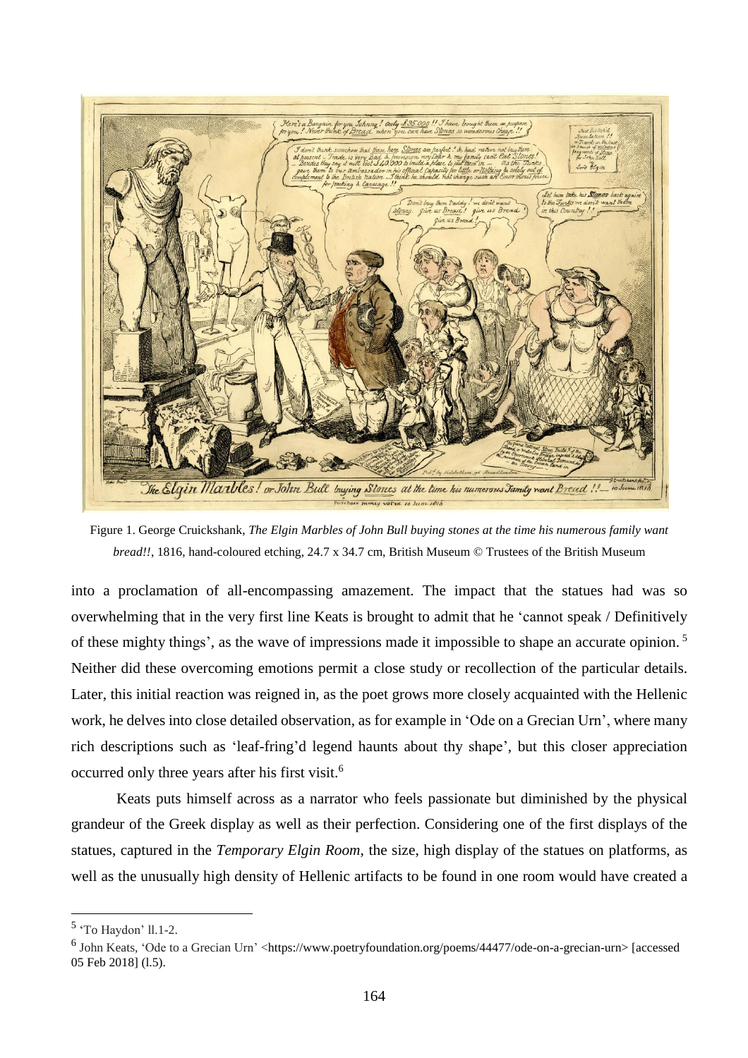Figure 1. George Cruickshank, *The Elgin Marbles of John Bull buying stones at the time his numerous family want bread!!*, 1816, hand-coloured etching, 24.7 x 34.7 cm, British Museum © Trustees of the British Museum

into a proclamation of all-encompassing amazement. The impact that the statues had was so overwhelming that in the very first line Keats is brought to admit that he 'cannot speak / Definitively of these mighty things', as the wave of impressions made it impossible to shape an accurate opinion.[5] Neither did these overcoming emotions permit a close study or recollection of the particular details. Later, this initial reaction was reigned in, as the poet grows more closely acquainted with the Hellenic work, he delves into close detailed observation, as for example in 'Ode on a Grecian Urn', where many rich descriptions such as 'leaf-fring'd legend haunts about thy shape', but this closer appreciation occurred only three years after his first visit.[6]

Keats puts himself across as a narrator who feels passionate but diminished by the physical grandeur of the Greek display as well as their perfection. Considering one of the first displays of the statues, captured in the *Temporary Elgin Room*, the size, high display of the statues on platforms, as well as the unusually high density of Hellenic artifacts to be found in one room would have created a

---

[5] 'To Haydon' ll.1-2.

[6] John Keats, 'Ode to a Grecian Urn' <https://www.poetryfoundation.org/poems/44477/ode-on-a-grecian-urn> [accessed 05 Feb 2018] (l.5).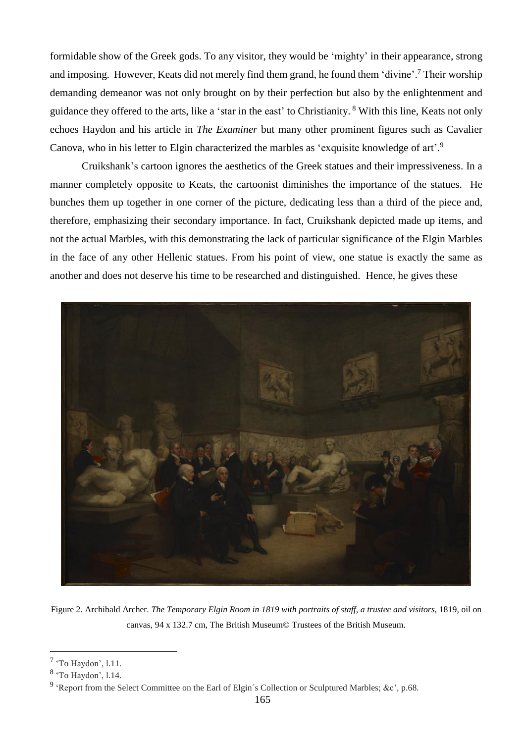formidable show of the Greek gods. To any visitor, they would be 'mighty' in their appearance, strong and imposing. However, Keats did not merely find them grand, he found them 'divine'.[7] Their worship demanding demeanor was not only brought on by their perfection but also by the enlightenment and guidance they offered to the arts, like a 'star in the east' to Christianity.[8] With this line, Keats not only echoes Haydon and his article in *The Examiner* but many other prominent figures such as Cavalier Canova, who in his letter to Elgin characterized the marbles as 'exquisite knowledge of art'.[9]

Cruikshank's cartoon ignores the aesthetics of the Greek statues and their impressiveness. In a manner completely opposite to Keats, the cartoonist diminishes the importance of the statues. He bunches them up together in one corner of the picture, dedicating less than a third of the piece and, therefore, emphasizing their secondary importance. In fact, Cruikshank depicted made up items, and not the actual Marbles, with this demonstrating the lack of particular significance of the Elgin Marbles in the face of any other Hellenic statues. From his point of view, one statue is exactly the same as another and does not deserve his time to be researched and distinguished. Hence, he gives these

Figure 2. Archibald Archer. *The Temporary Elgin Room in 1819 with portraits of staff, a trustee and visitors,* 1819, oil on canvas, 94 x 132.7 cm, The British Museum© Trustees of the British Museum.

---

[7] 'To Haydon', l.11.

[8] 'To Haydon', l.14.

[9] 'Report from the Select Committee on the Earl of Elgin´s Collection or Sculptured Marbles; &c', p.68.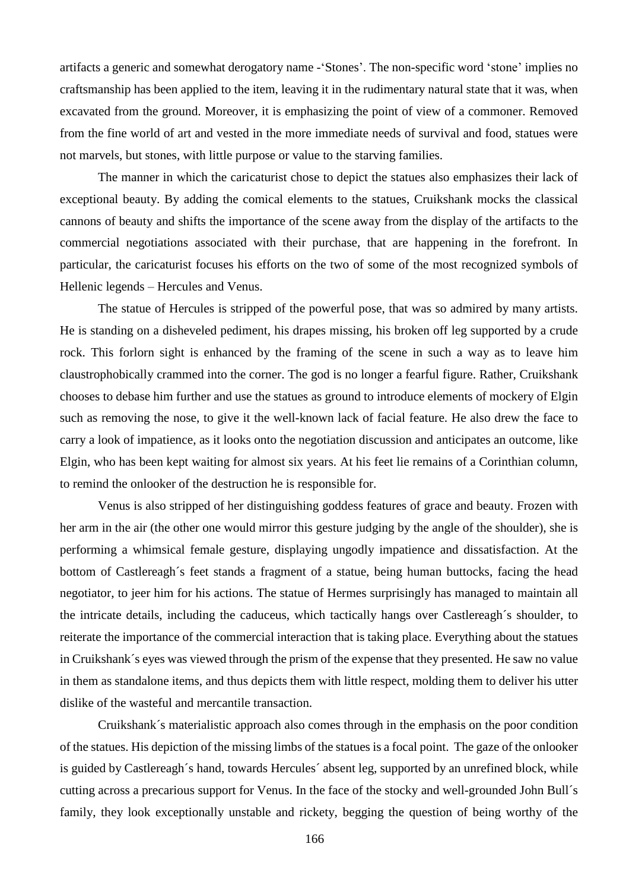artifacts a generic and somewhat derogatory name -'Stones'. The non-specific word 'stone' implies no craftsmanship has been applied to the item, leaving it in the rudimentary natural state that it was, when excavated from the ground. Moreover, it is emphasizing the point of view of a commoner. Removed from the fine world of art and vested in the more immediate needs of survival and food, statues were not marvels, but stones, with little purpose or value to the starving families.

The manner in which the caricaturist chose to depict the statues also emphasizes their lack of exceptional beauty. By adding the comical elements to the statues, Cruikshank mocks the classical cannons of beauty and shifts the importance of the scene away from the display of the artifacts to the commercial negotiations associated with their purchase, that are happening in the forefront. In particular, the caricaturist focuses his efforts on the two of some of the most recognized symbols of Hellenic legends – Hercules and Venus.

The statue of Hercules is stripped of the powerful pose, that was so admired by many artists. He is standing on a disheveled pediment, his drapes missing, his broken off leg supported by a crude rock. This forlorn sight is enhanced by the framing of the scene in such a way as to leave him claustrophobically crammed into the corner. The god is no longer a fearful figure. Rather, Cruikshank chooses to debase him further and use the statues as ground to introduce elements of mockery of Elgin such as removing the nose, to give it the well-known lack of facial feature. He also drew the face to carry a look of impatience, as it looks onto the negotiation discussion and anticipates an outcome, like Elgin, who has been kept waiting for almost six years. At his feet lie remains of a Corinthian column, to remind the onlooker of the destruction he is responsible for.

Venus is also stripped of her distinguishing goddess features of grace and beauty. Frozen with her arm in the air (the other one would mirror this gesture judging by the angle of the shoulder), she is performing a whimsical female gesture, displaying ungodly impatience and dissatisfaction. At the bottom of Castlereagh´s feet stands a fragment of a statue, being human buttocks, facing the head negotiator, to jeer him for his actions. The statue of Hermes surprisingly has managed to maintain all the intricate details, including the caduceus, which tactically hangs over Castlereagh´s shoulder, to reiterate the importance of the commercial interaction that is taking place. Everything about the statues in Cruikshank´s eyes was viewed through the prism of the expense that they presented. He saw no value in them as standalone items, and thus depicts them with little respect, molding them to deliver his utter dislike of the wasteful and mercantile transaction.

Cruikshank´s materialistic approach also comes through in the emphasis on the poor condition of the statues. His depiction of the missing limbs of the statues is a focal point. The gaze of the onlooker is guided by Castlereagh´s hand, towards Hercules´ absent leg, supported by an unrefined block, while cutting across a precarious support for Venus. In the face of the stocky and well-grounded John Bull´s family, they look exceptionally unstable and rickety, begging the question of being worthy of the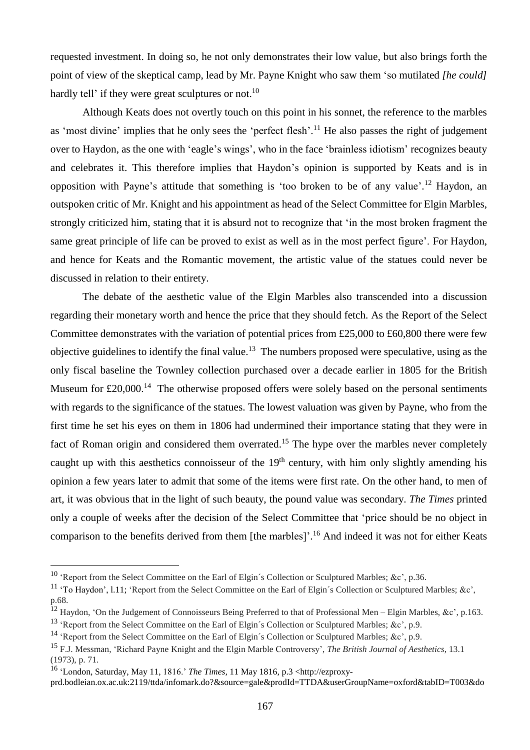requested investment. In doing so, he not only demonstrates their low value, but also brings forth the point of view of the skeptical camp, lead by Mr. Payne Knight who saw them 'so mutilated *[he could]* hardly tell' if they were great sculptures or not.[10]

Although Keats does not overtly touch on this point in his sonnet, the reference to the marbles as 'most divine' implies that he only sees the 'perfect flesh'.[11] He also passes the right of judgement over to Haydon, as the one with 'eagle's wings', who in the face 'brainless idiotism' recognizes beauty and celebrates it. This therefore implies that Haydon's opinion is supported by Keats and is in opposition with Payne's attitude that something is 'too broken to be of any value'.[12] Haydon, an outspoken critic of Mr. Knight and his appointment as head of the Select Committee for Elgin Marbles, strongly criticized him, stating that it is absurd not to recognize that 'in the most broken fragment the same great principle of life can be proved to exist as well as in the most perfect figure'. For Haydon, and hence for Keats and the Romantic movement, the artistic value of the statues could never be discussed in relation to their entirety.

The debate of the aesthetic value of the Elgin Marbles also transcended into a discussion regarding their monetary worth and hence the price that they should fetch. As the Report of the Select Committee demonstrates with the variation of potential prices from £25,000 to £60,800 there were few objective guidelines to identify the final value.[13] The numbers proposed were speculative, using as the only fiscal baseline the Townley collection purchased over a decade earlier in 1805 for the British Museum for £20,000.[14] The otherwise proposed offers were solely based on the personal sentiments with regards to the significance of the statues. The lowest valuation was given by Payne, who from the first time he set his eyes on them in 1806 had undermined their importance stating that they were in fact of Roman origin and considered them overrated.[15] The hype over the marbles never completely caught up with this aesthetics connoisseur of the 19th century, with him only slightly amending his opinion a few years later to admit that some of the items were first rate. On the other hand, to men of art, it was obvious that in the light of such beauty, the pound value was secondary. *The Times* printed only a couple of weeks after the decision of the Select Committee that 'price should be no object in comparison to the benefits derived from them [the marbles]'.[16] And indeed it was not for either Keats

---

[10] 'Report from the Select Committee on the Earl of Elgin´s Collection or Sculptured Marbles; &c', p.36.

[11] 'To Haydon', l.11; 'Report from the Select Committee on the Earl of Elgin´s Collection or Sculptured Marbles; &c', p.68.

[12] Haydon, 'On the Judgement of Connoisseurs Being Preferred to that of Professional Men – Elgin Marbles, &c', p.163.

[13] 'Report from the Select Committee on the Earl of Elgin´s Collection or Sculptured Marbles; &c', p.9.

[14] 'Report from the Select Committee on the Earl of Elgin´s Collection or Sculptured Marbles; &c', p.9.

[15] F.J. Messman, 'Richard Payne Knight and the Elgin Marble Controversy', *The British Journal of Aesthetics*, 13.1 (1973), p. 71.

[16] 'London, Saturday, May 11, 1816.' *The Times*, 11 May 1816, p.3 <http://ezproxy-prd.bodleian.ox.ac.uk:2119/ttda/infomark.do?&source=gale&prodId=TTDA&userGroupName=oxford&tabID=T003&do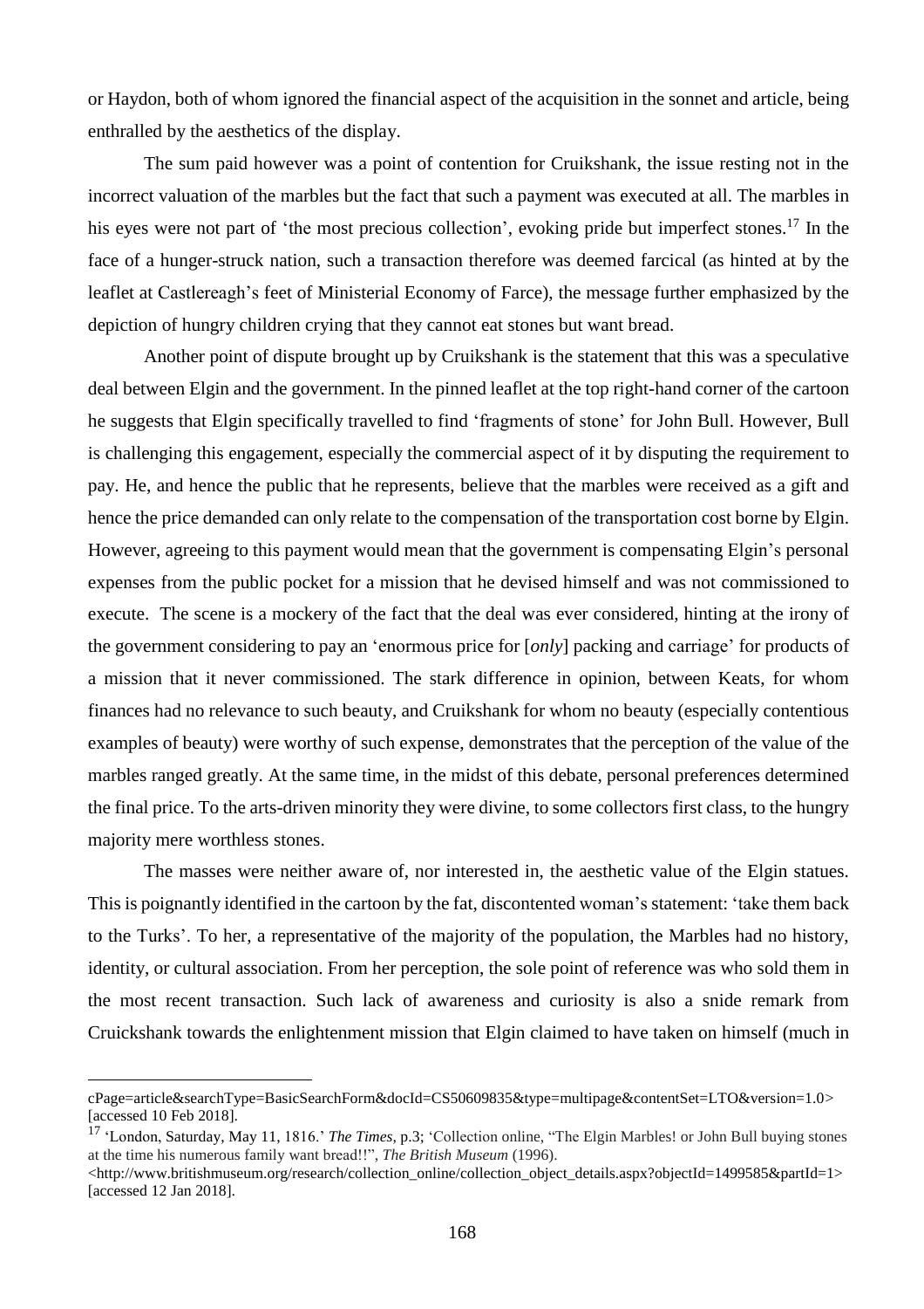or Haydon, both of whom ignored the financial aspect of the acquisition in the sonnet and article, being enthralled by the aesthetics of the display.

The sum paid however was a point of contention for Cruikshank, the issue resting not in the incorrect valuation of the marbles but the fact that such a payment was executed at all. The marbles in his eyes were not part of 'the most precious collection', evoking pride but imperfect stones.[17] In the face of a hunger-struck nation, such a transaction therefore was deemed farcical (as hinted at by the leaflet at Castlereagh's feet of Ministerial Economy of Farce), the message further emphasized by the depiction of hungry children crying that they cannot eat stones but want bread.

Another point of dispute brought up by Cruikshank is the statement that this was a speculative deal between Elgin and the government. In the pinned leaflet at the top right-hand corner of the cartoon he suggests that Elgin specifically travelled to find 'fragments of stone' for John Bull. However, Bull is challenging this engagement, especially the commercial aspect of it by disputing the requirement to pay. He, and hence the public that he represents, believe that the marbles were received as a gift and hence the price demanded can only relate to the compensation of the transportation cost borne by Elgin. However, agreeing to this payment would mean that the government is compensating Elgin's personal expenses from the public pocket for a mission that he devised himself and was not commissioned to execute. The scene is a mockery of the fact that the deal was ever considered, hinting at the irony of the government considering to pay an 'enormous price for [*only*] packing and carriage' for products of a mission that it never commissioned. The stark difference in opinion, between Keats, for whom finances had no relevance to such beauty, and Cruikshank for whom no beauty (especially contentious examples of beauty) were worthy of such expense, demonstrates that the perception of the value of the marbles ranged greatly. At the same time, in the midst of this debate, personal preferences determined the final price. To the arts-driven minority they were divine, to some collectors first class, to the hungry majority mere worthless stones.

The masses were neither aware of, nor interested in, the aesthetic value of the Elgin statues. This is poignantly identified in the cartoon by the fat, discontented woman's statement: 'take them back to the Turks'. To her, a representative of the majority of the population, the Marbles had no history, identity, or cultural association. From her perception, the sole point of reference was who sold them in the most recent transaction. Such lack of awareness and curiosity is also a snide remark from Cruickshank towards the enlightenment mission that Elgin claimed to have taken on himself (much in

---

cPage=article&searchType=BasicSearchForm&docId=CS50609835&type=multipage&contentSet=LTO&version=1.0> [accessed 10 Feb 2018].

[17] 'London, Saturday, May 11, 1816.' *The Times*, p.3; 'Collection online, "The Elgin Marbles! or John Bull buying stones at the time his numerous family want bread!!", *The British Museum* (1996).
<http://www.britishmuseum.org/research/collection_online/collection_object_details.aspx?objectId=1499585&partId=1> [accessed 12 Jan 2018].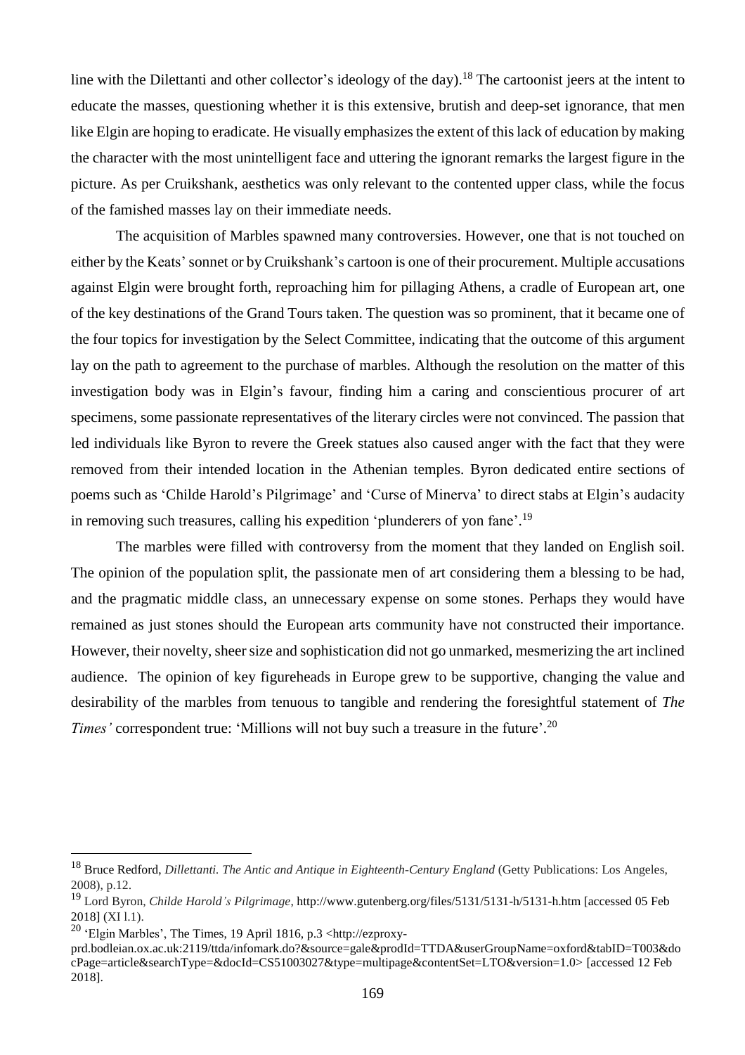line with the Dilettanti and other collector's ideology of the day).[18] The cartoonist jeers at the intent to educate the masses, questioning whether it is this extensive, brutish and deep-set ignorance, that men like Elgin are hoping to eradicate. He visually emphasizes the extent of this lack of education by making the character with the most unintelligent face and uttering the ignorant remarks the largest figure in the picture. As per Cruikshank, aesthetics was only relevant to the contented upper class, while the focus of the famished masses lay on their immediate needs.

The acquisition of Marbles spawned many controversies. However, one that is not touched on either by the Keats' sonnet or by Cruikshank's cartoon is one of their procurement. Multiple accusations against Elgin were brought forth, reproaching him for pillaging Athens, a cradle of European art, one of the key destinations of the Grand Tours taken. The question was so prominent, that it became one of the four topics for investigation by the Select Committee, indicating that the outcome of this argument lay on the path to agreement to the purchase of marbles. Although the resolution on the matter of this investigation body was in Elgin's favour, finding him a caring and conscientious procurer of art specimens, some passionate representatives of the literary circles were not convinced. The passion that led individuals like Byron to revere the Greek statues also caused anger with the fact that they were removed from their intended location in the Athenian temples. Byron dedicated entire sections of poems such as 'Childe Harold's Pilgrimage' and 'Curse of Minerva' to direct stabs at Elgin's audacity in removing such treasures, calling his expedition 'plunderers of yon fane'.[19]

The marbles were filled with controversy from the moment that they landed on English soil. The opinion of the population split, the passionate men of art considering them a blessing to be had, and the pragmatic middle class, an unnecessary expense on some stones. Perhaps they would have remained as just stones should the European arts community have not constructed their importance. However, their novelty, sheer size and sophistication did not go unmarked, mesmerizing the art inclined audience. The opinion of key figureheads in Europe grew to be supportive, changing the value and desirability of the marbles from tenuous to tangible and rendering the foresightful statement of *The Times'* correspondent true: 'Millions will not buy such a treasure in the future'.[20]

---

[18] Bruce Redford, *Dillettanti. The Antic and Antique in Eighteenth-Century England* (Getty Publications: Los Angeles, 2008), p.12.

[19] Lord Byron, *Childe Harold's Pilgrimage*, http://www.gutenberg.org/files/5131/5131-h/5131-h.htm [accessed 05 Feb 2018] (XI l.1).

[20] 'Elgin Marbles', The Times, 19 April 1816, p.3 <http://ezproxy-prd.bodleian.ox.ac.uk:2119/ttda/infomark.do?&source=gale&prodId=TTDA&userGroupName=oxford&tabID=T003&docPage=article&searchType=&docId=CS51003027&type=multipage&contentSet=LTO&version=1.0> [accessed 12 Feb 2018].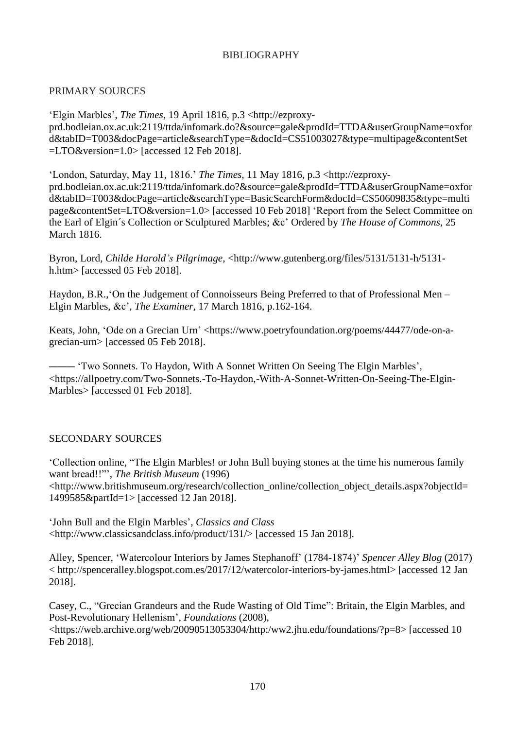# BIBLIOGRAPHY

## PRIMARY SOURCES

'Elgin Marbles', *The Times,* 19 April 1816, p.3 <http://ezproxy-prd.bodleian.ox.ac.uk:2119/ttda/infomark.do?&source=gale&prodId=TTDA&userGroupName=oxford&tabID=T003&docPage=article&searchType=&docId=CS51003027&type=multipage&contentSet=LTO&version=1.0> [accessed 12 Feb 2018].

'London, Saturday, May 11, 1816.' *The Times,* 11 May 1816, p.3 <http://ezproxy-prd.bodleian.ox.ac.uk:2119/ttda/infomark.do?&source=gale&prodId=TTDA&userGroupName=oxford&tabID=T003&docPage=article&searchType=BasicSearchForm&docId=CS50609835&type=multipage&contentSet=LTO&version=1.0> [accessed 10 Feb 2018] 'Report from the Select Committee on the Earl of Elgin´s Collection or Sculptured Marbles; &c' Ordered by *The House of Commons,* 25 March 1816.

Byron, Lord, *Childe Harold's Pilgrimage*, <http://www.gutenberg.org/files/5131/5131-h/5131-h.htm> [accessed 05 Feb 2018].

Haydon, B.R.,'On the Judgement of Connoisseurs Being Preferred to that of Professional Men – Elgin Marbles, &c', *The Examiner,* 17 March 1816, p.162-164.

Keats, John, 'Ode on a Grecian Urn' <https://www.poetryfoundation.org/poems/44477/ode-on-a-grecian-urn> [accessed 05 Feb 2018].

——— 'Two Sonnets. To Haydon, With A Sonnet Written On Seeing The Elgin Marbles', <https://allpoetry.com/Two-Sonnets.-To-Haydon,-With-A-Sonnet-Written-On-Seeing-The-Elgin-Marbles> [accessed 01 Feb 2018].

## SECONDARY SOURCES

'Collection online, "The Elgin Marbles! or John Bull buying stones at the time his numerous family want bread!!"', *The British Museum* (1996) <http://www.britishmuseum.org/research/collection_online/collection_object_details.aspx?objectId=1499585&partId=1> [accessed 12 Jan 2018].

'John Bull and the Elgin Marbles', *Classics and Class* <http://www.classicsandclass.info/product/131/> [accessed 15 Jan 2018].

Alley, Spencer, 'Watercolour Interiors by James Stephanoff' (1784-1874)' *Spencer Alley Blog* (2017) < http://spenceralley.blogspot.com.es/2017/12/watercolor-interiors-by-james.html> [accessed 12 Jan 2018].

Casey, C., "Grecian Grandeurs and the Rude Wasting of Old Time": Britain, the Elgin Marbles, and Post-Revolutionary Hellenism', *Foundations* (2008), <https://web.archive.org/web/20090513053304/http:/ww2.jhu.edu/foundations/?p=8> [accessed 10 Feb 2018].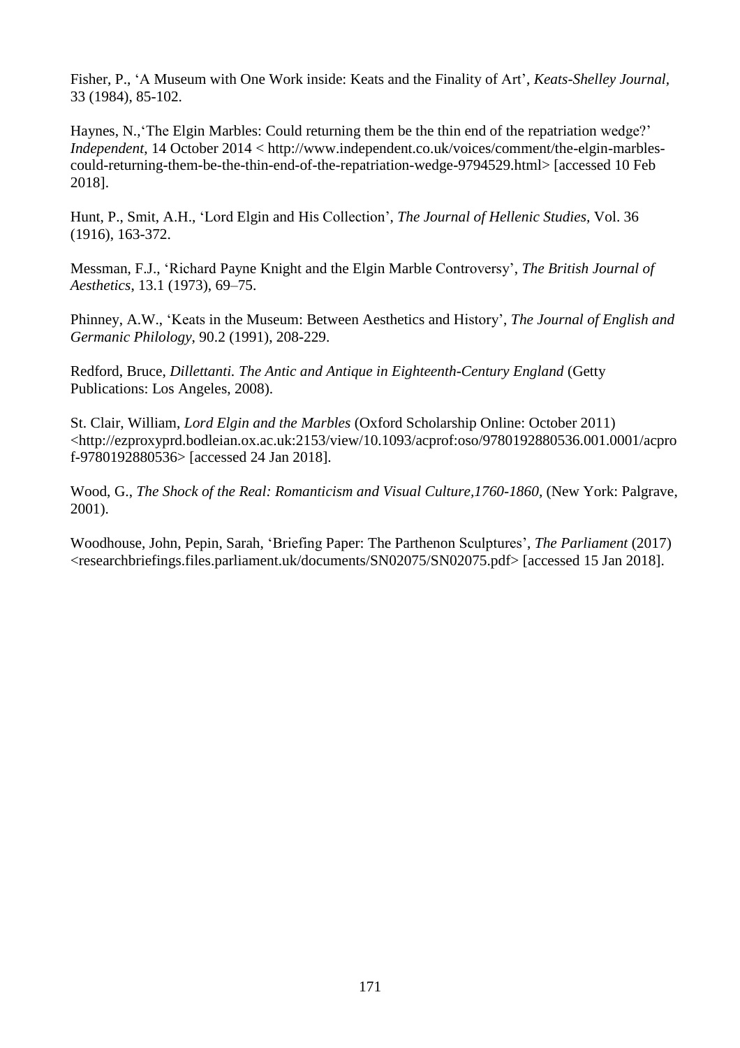Fisher, P., 'A Museum with One Work inside: Keats and the Finality of Art', *Keats-Shelley Journal*, 33 (1984), 85-102.

Haynes, N.,'The Elgin Marbles: Could returning them be the thin end of the repatriation wedge?' *Independent*, 14 October 2014 < http://www.independent.co.uk/voices/comment/the-elgin-marbles-could-returning-them-be-the-thin-end-of-the-repatriation-wedge-9794529.html> [accessed 10 Feb 2018].

Hunt, P., Smit, A.H., 'Lord Elgin and His Collection', *The Journal of Hellenic Studies*, Vol. 36 (1916), 163-372.

Messman, F.J., 'Richard Payne Knight and the Elgin Marble Controversy', *The British Journal of Aesthetics*, 13.1 (1973), 69–75.

Phinney, A.W., 'Keats in the Museum: Between Aesthetics and History', *The Journal of English and Germanic Philology*, 90.2 (1991), 208-229.

Redford, Bruce, *Dillettanti. The Antic and Antique in Eighteenth-Century England* (Getty Publications: Los Angeles, 2008).

St. Clair, William, *Lord Elgin and the Marbles* (Oxford Scholarship Online: October 2011) <http://ezproxyprd.bodleian.ox.ac.uk:2153/view/10.1093/acprof:oso/9780192880536.001.0001/acprof-9780192880536> [accessed 24 Jan 2018].

Wood, G., *The Shock of the Real: Romanticism and Visual Culture,1760-1860*, (New York: Palgrave, 2001).

Woodhouse, John, Pepin, Sarah, 'Briefing Paper: The Parthenon Sculptures', *The Parliament* (2017) <researchbriefings.files.parliament.uk/documents/SN02075/SN02075.pdf> [accessed 15 Jan 2018].